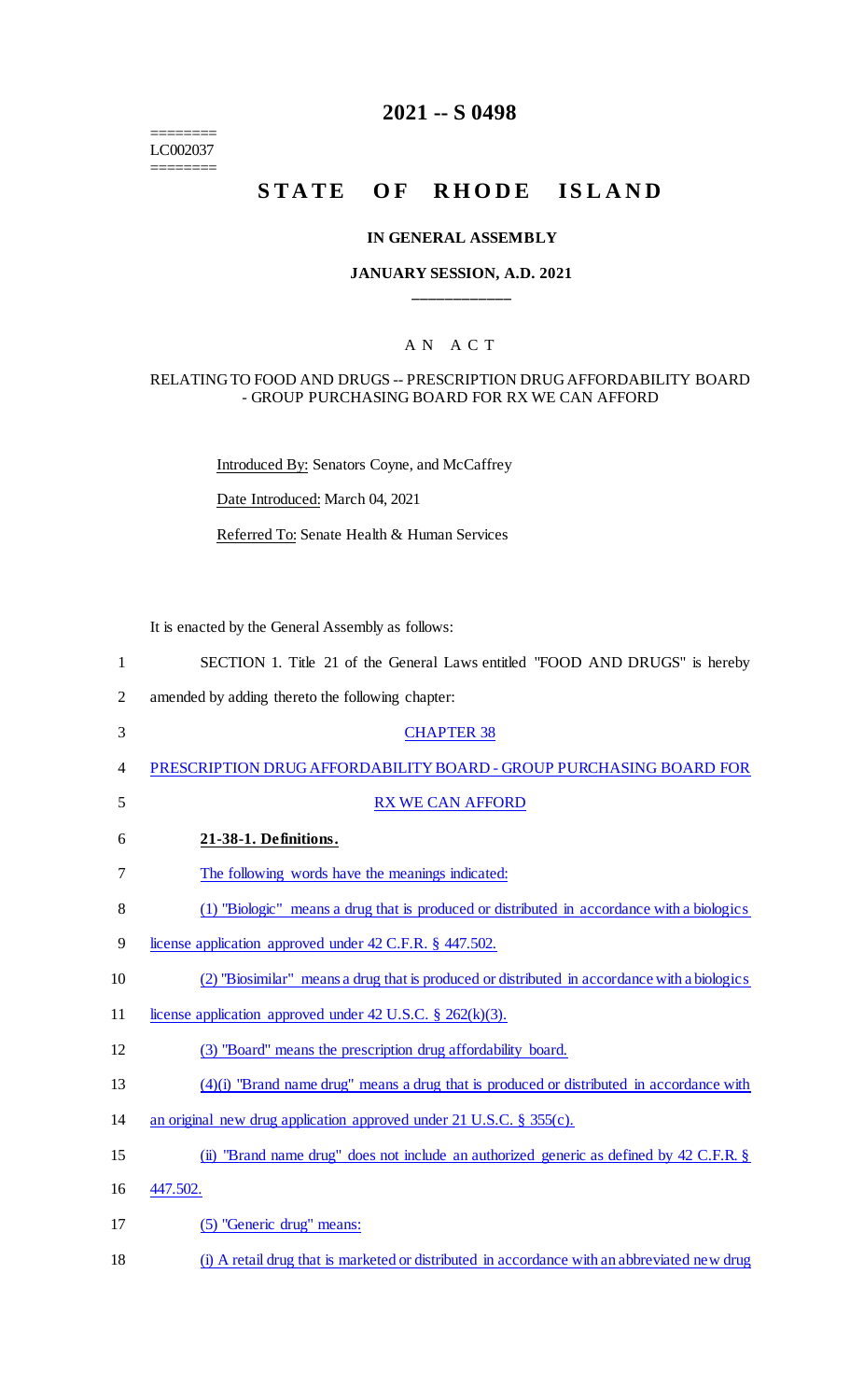========
LC002037
========

# 2021 -- S 0498

# STATE OF RHODE ISLAND

### IN GENERAL ASSEMBLY

### JANUARY SESSION, A.D. 2021

____________

### A N A C T

RELATING TO FOOD AND DRUGS -- PRESCRIPTION DRUG AFFORDABILITY BOARD - GROUP PURCHASING BOARD FOR RX WE CAN AFFORD

Introduced By: Senators Coyne, and McCaffrey

Date Introduced: March 04, 2021

Referred To: Senate Health & Human Services

It is enacted by the General Assembly as follows:

1 SECTION 1. Title 21 of the General Laws entitled "FOOD AND DRUGS" is hereby
2 amended by adding thereto the following chapter:

3 CHAPTER 38

4 PRESCRIPTION DRUG AFFORDABILITY BOARD - GROUP PURCHASING BOARD FOR
5 RX WE CAN AFFORD

6 **21-38-1. Definitions.**

7 The following words have the meanings indicated:

8 (1) "Biologic" means a drug that is produced or distributed in accordance with a biologics
9 license application approved under 42 C.F.R. § 447.502.

10 (2) "Biosimilar" means a drug that is produced or distributed in accordance with a biologics
11 license application approved under 42 U.S.C. § 262(k)(3).

12 (3) "Board" means the prescription drug affordability board.

13 (4)(i) "Brand name drug" means a drug that is produced or distributed in accordance with
14 an original new drug application approved under 21 U.S.C. § 355(c).

15 (ii) "Brand name drug" does not include an authorized generic as defined by 42 C.F.R. §
16 447.502.

17 (5) "Generic drug" means:

18 (i) A retail drug that is marketed or distributed in accordance with an abbreviated new drug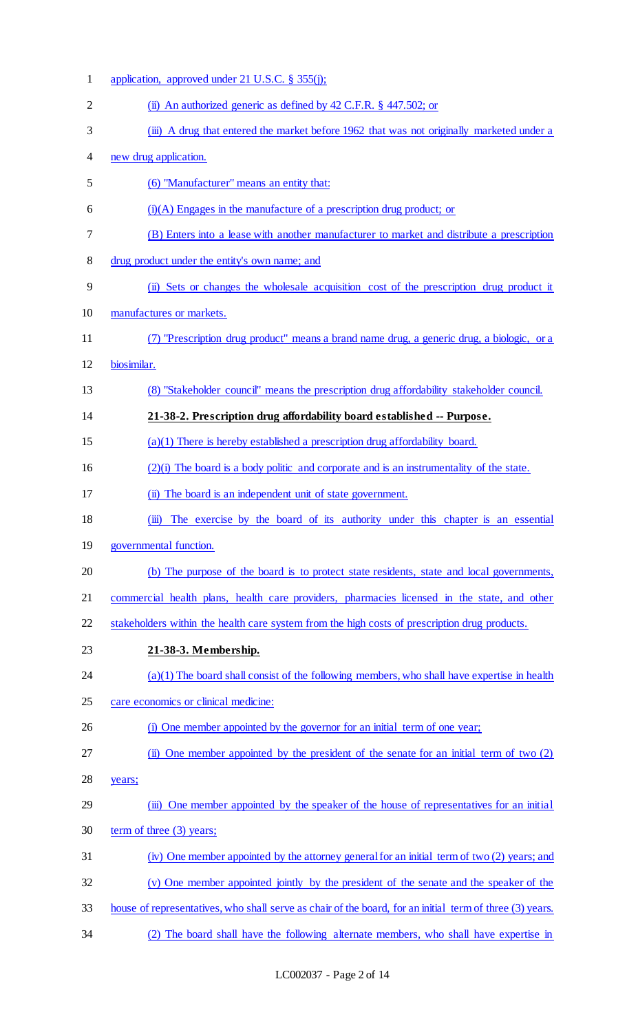application, approved under 21 U.S.C. § 355(j);

(ii) An authorized generic as defined by 42 C.F.R. § 447.502; or

(iii) A drug that entered the market before 1962 that was not originally marketed under a new drug application.

(6) "Manufacturer" means an entity that:

(i)(A) Engages in the manufacture of a prescription drug product; or

(B) Enters into a lease with another manufacturer to market and distribute a prescription drug product under the entity's own name; and

(ii) Sets or changes the wholesale acquisition cost of the prescription drug product it manufactures or markets.

(7) "Prescription drug product" means a brand name drug, a generic drug, a biologic, or a biosimilar.

(8) "Stakeholder council" means the prescription drug affordability stakeholder council.

**21-38-2. Prescription drug affordability board established -- Purpose.**

(a)(1) There is hereby established a prescription drug affordability board.

(2)(i) The board is a body politic and corporate and is an instrumentality of the state.

(ii) The board is an independent unit of state government.

(iii) The exercise by the board of its authority under this chapter is an essential governmental function.

(b) The purpose of the board is to protect state residents, state and local governments, commercial health plans, health care providers, pharmacies licensed in the state, and other stakeholders within the health care system from the high costs of prescription drug products.

**21-38-3. Membership.**

(a)(1) The board shall consist of the following members, who shall have expertise in health care economics or clinical medicine:

(i) One member appointed by the governor for an initial term of one year;

(ii) One member appointed by the president of the senate for an initial term of two (2) years;

(iii) One member appointed by the speaker of the house of representatives for an initial term of three (3) years;

(iv) One member appointed by the attorney general for an initial term of two (2) years; and

(v) One member appointed jointly by the president of the senate and the speaker of the house of representatives, who shall serve as chair of the board, for an initial term of three (3) years.

(2) The board shall have the following alternate members, who shall have expertise in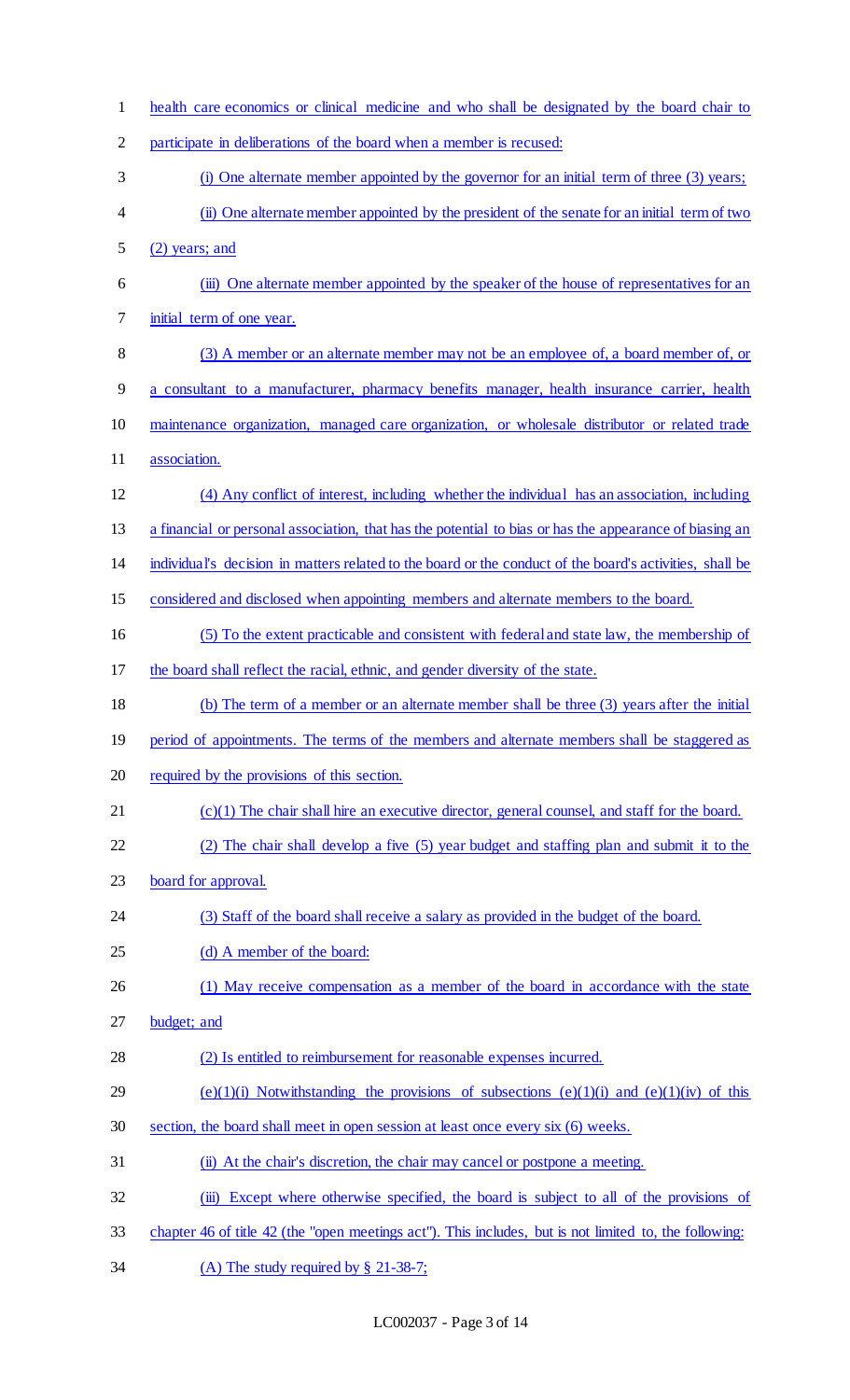health care economics or clinical medicine and who shall be designated by the board chair to participate in deliberations of the board when a member is recused:

(i) One alternate member appointed by the governor for an initial term of three (3) years;

(ii) One alternate member appointed by the president of the senate for an initial term of two (2) years; and

(iii) One alternate member appointed by the speaker of the house of representatives for an initial term of one year.

(3) A member or an alternate member may not be an employee of, a board member of, or a consultant to a manufacturer, pharmacy benefits manager, health insurance carrier, health maintenance organization, managed care organization, or wholesale distributor or related trade association.

(4) Any conflict of interest, including whether the individual has an association, including a financial or personal association, that has the potential to bias or has the appearance of biasing an individual's decision in matters related to the board or the conduct of the board's activities, shall be considered and disclosed when appointing members and alternate members to the board.

(5) To the extent practicable and consistent with federal and state law, the membership of the board shall reflect the racial, ethnic, and gender diversity of the state.

(b) The term of a member or an alternate member shall be three (3) years after the initial period of appointments. The terms of the members and alternate members shall be staggered as required by the provisions of this section.

(c)(1) The chair shall hire an executive director, general counsel, and staff for the board.

(2) The chair shall develop a five (5) year budget and staffing plan and submit it to the board for approval.

(3) Staff of the board shall receive a salary as provided in the budget of the board.

(d) A member of the board:

(1) May receive compensation as a member of the board in accordance with the state budget; and

(2) Is entitled to reimbursement for reasonable expenses incurred.

(e)(1)(i) Notwithstanding the provisions of subsections (e)(1)(i) and (e)(1)(iv) of this section, the board shall meet in open session at least once every six (6) weeks.

(ii) At the chair's discretion, the chair may cancel or postpone a meeting.

(iii) Except where otherwise specified, the board is subject to all of the provisions of chapter 46 of title 42 (the "open meetings act"). This includes, but is not limited to, the following:

(A) The study required by § 21-38-7;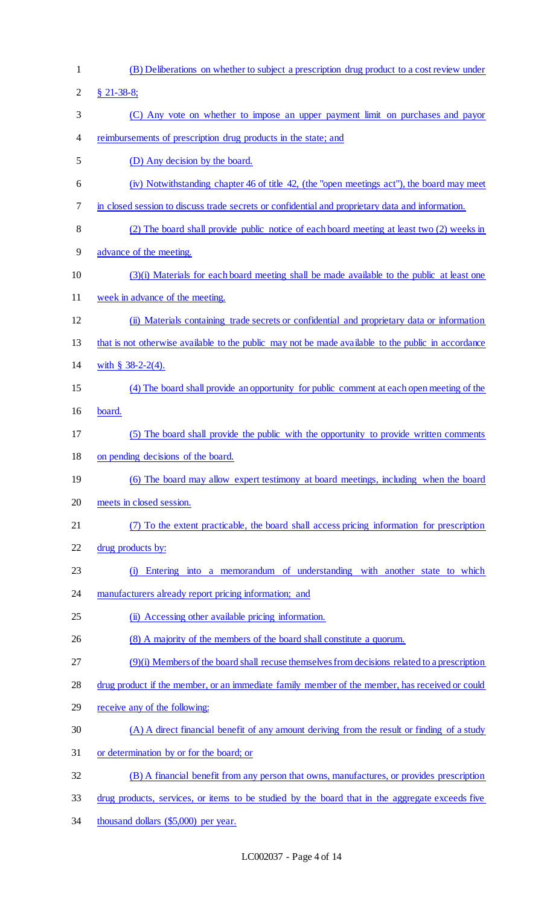(B) Deliberations on whether to subject a prescription drug product to a cost review under § 21-38-8;

(C) Any vote on whether to impose an upper payment limit on purchases and payor reimbursements of prescription drug products in the state; and

(D) Any decision by the board.

(iv) Notwithstanding chapter 46 of title 42, (the "open meetings act"), the board may meet in closed session to discuss trade secrets or confidential and proprietary data and information.

(2) The board shall provide public notice of each board meeting at least two (2) weeks in advance of the meeting.

(3)(i) Materials for each board meeting shall be made available to the public at least one week in advance of the meeting.

(ii) Materials containing trade secrets or confidential and proprietary data or information that is not otherwise available to the public may not be made available to the public in accordance with § 38-2-2(4).

(4) The board shall provide an opportunity for public comment at each open meeting of the board.

(5) The board shall provide the public with the opportunity to provide written comments on pending decisions of the board.

(6) The board may allow expert testimony at board meetings, including when the board meets in closed session.

(7) To the extent practicable, the board shall access pricing information for prescription drug products by:

(i) Entering into a memorandum of understanding with another state to which manufacturers already report pricing information; and

(ii) Accessing other available pricing information.

(8) A majority of the members of the board shall constitute a quorum.

(9)(i) Members of the board shall recuse themselves from decisions related to a prescription drug product if the member, or an immediate family member of the member, has received or could receive any of the following:

(A) A direct financial benefit of any amount deriving from the result or finding of a study or determination by or for the board; or

(B) A financial benefit from any person that owns, manufactures, or provides prescription drug products, services, or items to be studied by the board that in the aggregate exceeds five thousand dollars ($5,000) per year.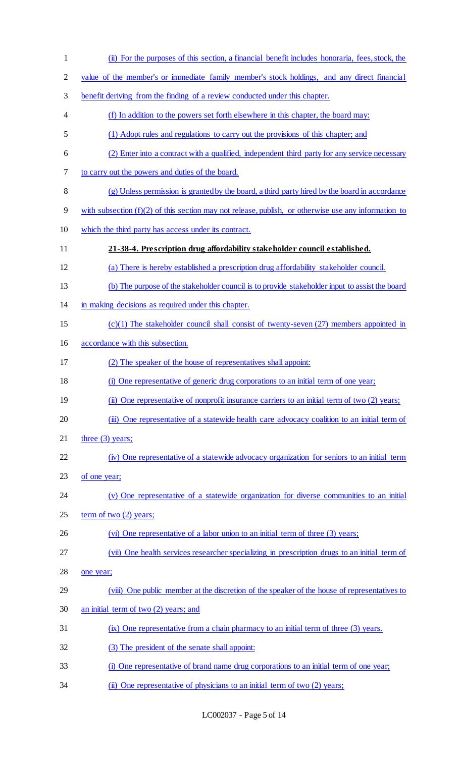(ii) For the purposes of this section, a financial benefit includes honoraria, fees, stock, the value of the member's or immediate family member's stock holdings, and any direct financial benefit deriving from the finding of a review conducted under this chapter.

(f) In addition to the powers set forth elsewhere in this chapter, the board may:

(1) Adopt rules and regulations to carry out the provisions of this chapter; and

(2) Enter into a contract with a qualified, independent third party for any service necessary to carry out the powers and duties of the board.

(g) Unless permission is granted by the board, a third party hired by the board in accordance with subsection (f)(2) of this section may not release, publish, or otherwise use any information to which the third party has access under its contract.

**21-38-4. Prescription drug affordability stakeholder council established.**

(a) There is hereby established a prescription drug affordability stakeholder council.

(b) The purpose of the stakeholder council is to provide stakeholder input to assist the board in making decisions as required under this chapter.

(c)(1) The stakeholder council shall consist of twenty-seven (27) members appointed in accordance with this subsection.

(2) The speaker of the house of representatives shall appoint:

(i) One representative of generic drug corporations to an initial term of one year;

(ii) One representative of nonprofit insurance carriers to an initial term of two (2) years;

(iii) One representative of a statewide health care advocacy coalition to an initial term of three (3) years;

(iv) One representative of a statewide advocacy organization for seniors to an initial term of one year;

(v) One representative of a statewide organization for diverse communities to an initial term of two (2) years;

(vi) One representative of a labor union to an initial term of three (3) years;

(vii) One health services researcher specializing in prescription drugs to an initial term of one year;

(viii) One public member at the discretion of the speaker of the house of representatives to an initial term of two (2) years; and

(ix) One representative from a chain pharmacy to an initial term of three (3) years.

(3) The president of the senate shall appoint:

(i) One representative of brand name drug corporations to an initial term of one year;

(ii) One representative of physicians to an initial term of two (2) years;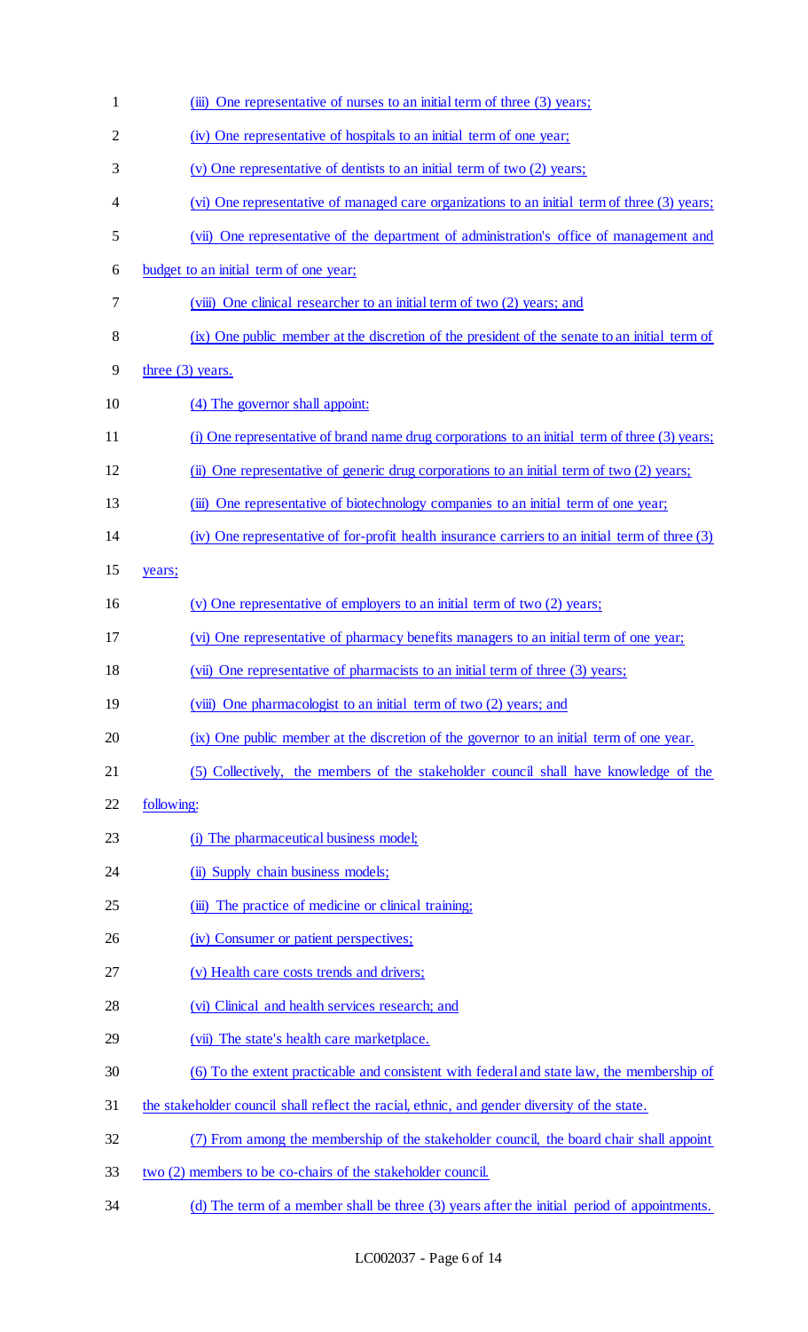(iii) One representative of nurses to an initial term of three (3) years;

(iv) One representative of hospitals to an initial term of one year;

(v) One representative of dentists to an initial term of two (2) years;

(vi) One representative of managed care organizations to an initial term of three (3) years;

(vii) One representative of the department of administration's office of management and budget to an initial term of one year;

(viii) One clinical researcher to an initial term of two (2) years; and

(ix) One public member at the discretion of the president of the senate to an initial term of three (3) years.

(4) The governor shall appoint:

(i) One representative of brand name drug corporations to an initial term of three (3) years;

(ii) One representative of generic drug corporations to an initial term of two (2) years;

(iii) One representative of biotechnology companies to an initial term of one year;

(iv) One representative of for-profit health insurance carriers to an initial term of three (3) years;

(v) One representative of employers to an initial term of two (2) years;

(vi) One representative of pharmacy benefits managers to an initial term of one year;

(vii) One representative of pharmacists to an initial term of three (3) years;

(viii) One pharmacologist to an initial term of two (2) years; and

(ix) One public member at the discretion of the governor to an initial term of one year.

(5) Collectively, the members of the stakeholder council shall have knowledge of the following:

(i) The pharmaceutical business model;

(ii) Supply chain business models;

(iii) The practice of medicine or clinical training;

(iv) Consumer or patient perspectives;

(v) Health care costs trends and drivers;

(vi) Clinical and health services research; and

(vii) The state's health care marketplace.

(6) To the extent practicable and consistent with federal and state law, the membership of the stakeholder council shall reflect the racial, ethnic, and gender diversity of the state.

(7) From among the membership of the stakeholder council, the board chair shall appoint two (2) members to be co-chairs of the stakeholder council.

(d) The term of a member shall be three (3) years after the initial period of appointments.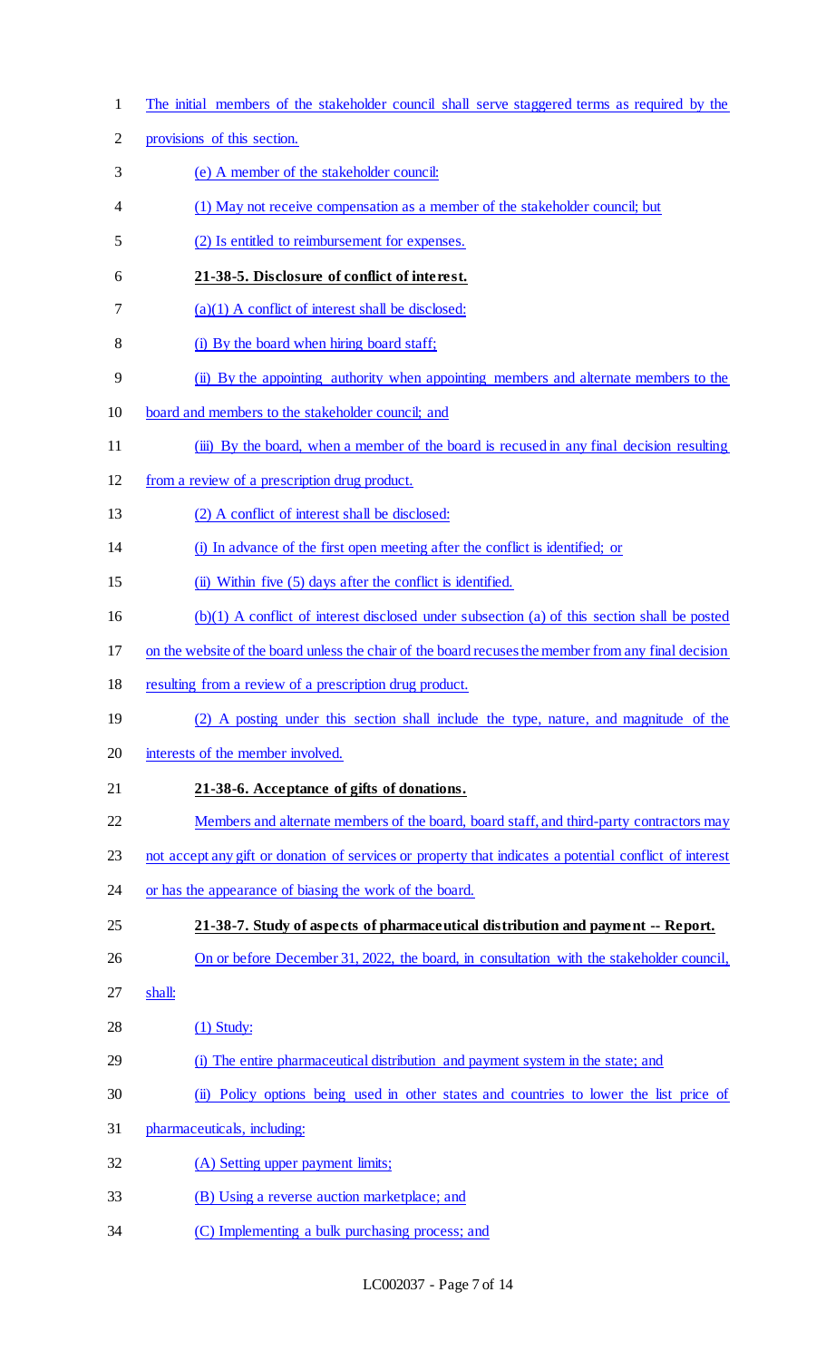The initial members of the stakeholder council shall serve staggered terms as required by the provisions of this section.

(e) A member of the stakeholder council:

(1) May not receive compensation as a member of the stakeholder council; but

(2) Is entitled to reimbursement for expenses.

**21-38-5. Disclosure of conflict of interest.**

(a)(1) A conflict of interest shall be disclosed:

(i) By the board when hiring board staff;

(ii) By the appointing authority when appointing members and alternate members to the board and members to the stakeholder council; and

(iii) By the board, when a member of the board is recused in any final decision resulting from a review of a prescription drug product.

(2) A conflict of interest shall be disclosed:

(i) In advance of the first open meeting after the conflict is identified; or

(ii) Within five (5) days after the conflict is identified.

(b)(1) A conflict of interest disclosed under subsection (a) of this section shall be posted on the website of the board unless the chair of the board recuses the member from any final decision resulting from a review of a prescription drug product.

(2) A posting under this section shall include the type, nature, and magnitude of the interests of the member involved.

**21-38-6. Acceptance of gifts of donations.**

Members and alternate members of the board, board staff, and third-party contractors may not accept any gift or donation of services or property that indicates a potential conflict of interest or has the appearance of biasing the work of the board.

**21-38-7. Study of aspects of pharmaceutical distribution and payment -- Report.**

On or before December 31, 2022, the board, in consultation with the stakeholder council, shall:

(1) Study:

(i) The entire pharmaceutical distribution and payment system in the state; and

(ii) Policy options being used in other states and countries to lower the list price of pharmaceuticals, including:

(A) Setting upper payment limits;

(B) Using a reverse auction marketplace; and

(C) Implementing a bulk purchasing process; and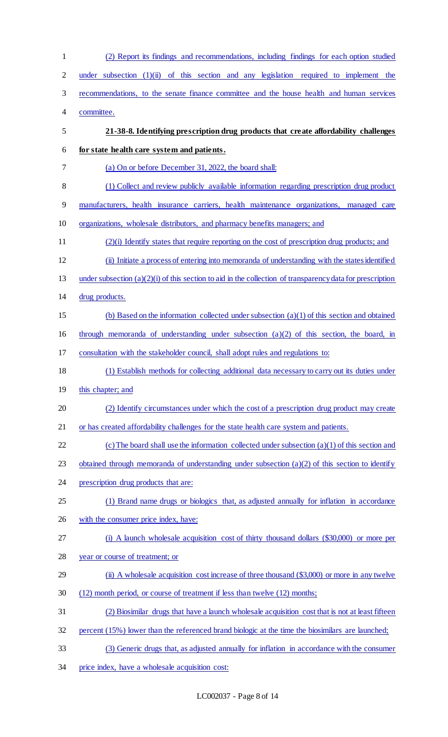(2) Report its findings and recommendations, including findings for each option studied under subsection (1)(ii) of this section and any legislation required to implement the recommendations, to the senate finance committee and the house health and human services committee.

**21-38-8. Identifying prescription drug products that create affordability challenges for state health care system and patients.**

(a) On or before December 31, 2022, the board shall:

(1) Collect and review publicly available information regarding prescription drug product manufacturers, health insurance carriers, health maintenance organizations, managed care organizations, wholesale distributors, and pharmacy benefits managers; and

(2)(i) Identify states that require reporting on the cost of prescription drug products; and

(ii) Initiate a process of entering into memoranda of understanding with the states identified under subsection (a)(2)(i) of this section to aid in the collection of transparency data for prescription drug products.

(b) Based on the information collected under subsection (a)(1) of this section and obtained through memoranda of understanding under subsection (a)(2) of this section, the board, in consultation with the stakeholder council, shall adopt rules and regulations to:

(1) Establish methods for collecting additional data necessary to carry out its duties under this chapter; and

(2) Identify circumstances under which the cost of a prescription drug product may create or has created affordability challenges for the state health care system and patients.

(c) The board shall use the information collected under subsection (a)(1) of this section and obtained through memoranda of understanding under subsection (a)(2) of this section to identify prescription drug products that are:

(1) Brand name drugs or biologics that, as adjusted annually for inflation in accordance with the consumer price index, have:

(i) A launch wholesale acquisition cost of thirty thousand dollars ($30,000) or more per year or course of treatment; or

(ii) A wholesale acquisition cost increase of three thousand ($3,000) or more in any twelve (12) month period, or course of treatment if less than twelve (12) months;

(2) Biosimilar drugs that have a launch wholesale acquisition cost that is not at least fifteen percent (15%) lower than the referenced brand biologic at the time the biosimilars are launched;

(3) Generic drugs that, as adjusted annually for inflation in accordance with the consumer price index, have a wholesale acquisition cost: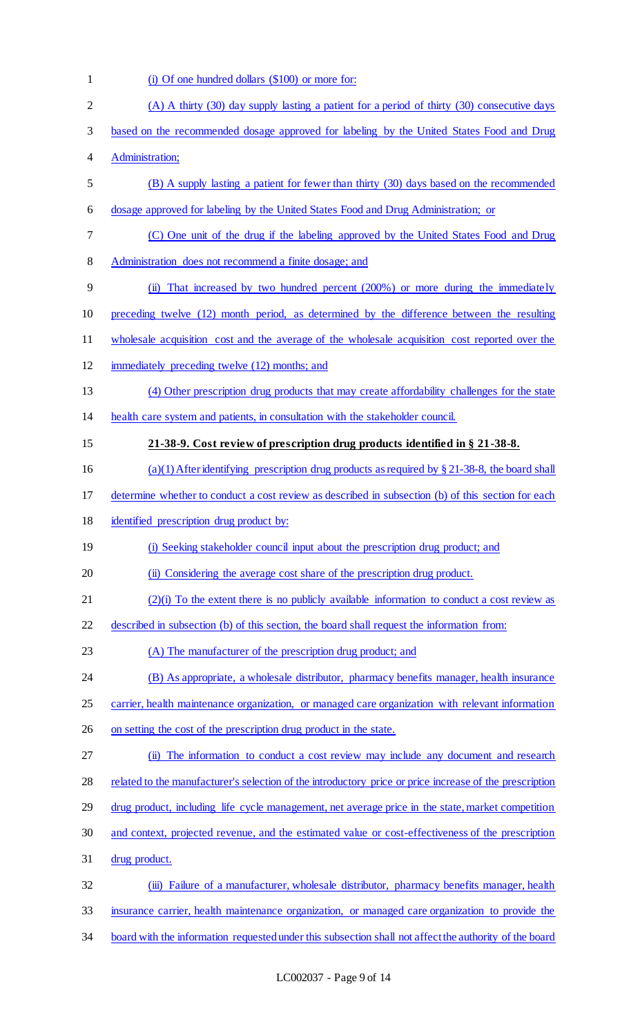(i) Of one hundred dollars ($100) or more for:

(A) A thirty (30) day supply lasting a patient for a period of thirty (30) consecutive days based on the recommended dosage approved for labeling by the United States Food and Drug Administration;

(B) A supply lasting a patient for fewer than thirty (30) days based on the recommended dosage approved for labeling by the United States Food and Drug Administration; or

(C) One unit of the drug if the labeling approved by the United States Food and Drug Administration does not recommend a finite dosage; and

(ii) That increased by two hundred percent (200%) or more during the immediately preceding twelve (12) month period, as determined by the difference between the resulting wholesale acquisition cost and the average of the wholesale acquisition cost reported over the immediately preceding twelve (12) months; and

(4) Other prescription drug products that may create affordability challenges for the state health care system and patients, in consultation with the stakeholder council.

**21-38-9. Cost review of prescription drug products identified in § 21-38-8.**

(a)(1) After identifying prescription drug products as required by § 21-38-8, the board shall determine whether to conduct a cost review as described in subsection (b) of this section for each identified prescription drug product by:

(i) Seeking stakeholder council input about the prescription drug product; and

(ii) Considering the average cost share of the prescription drug product.

(2)(i) To the extent there is no publicly available information to conduct a cost review as described in subsection (b) of this section, the board shall request the information from:

(A) The manufacturer of the prescription drug product; and

(B) As appropriate, a wholesale distributor, pharmacy benefits manager, health insurance carrier, health maintenance organization, or managed care organization with relevant information on setting the cost of the prescription drug product in the state.

(ii) The information to conduct a cost review may include any document and research related to the manufacturer's selection of the introductory price or price increase of the prescription drug product, including life cycle management, net average price in the state, market competition and context, projected revenue, and the estimated value or cost-effectiveness of the prescription drug product.

(iii) Failure of a manufacturer, wholesale distributor, pharmacy benefits manager, health insurance carrier, health maintenance organization, or managed care organization to provide the board with the information requested under this subsection shall not affect the authority of the board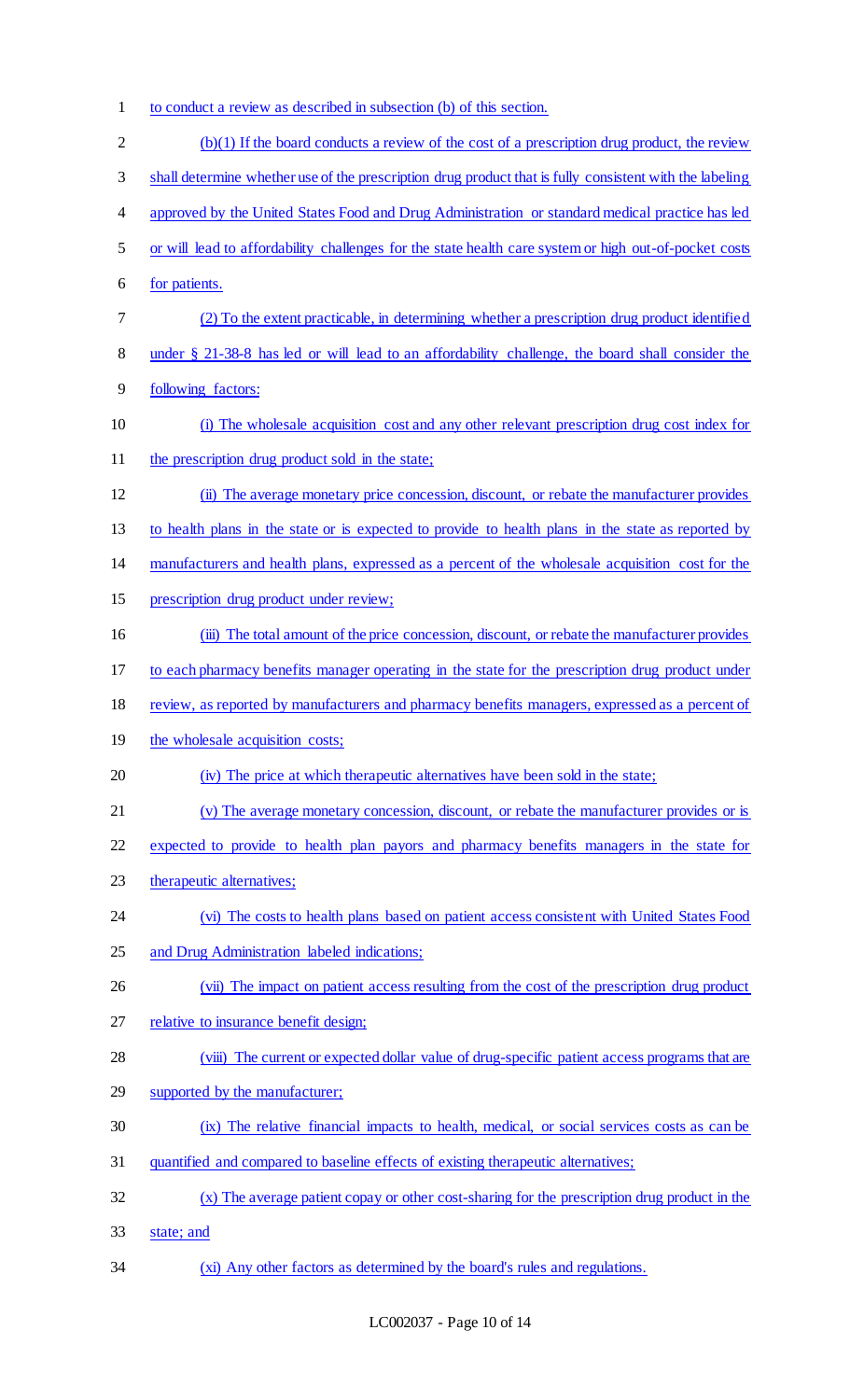to conduct a review as described in subsection (b) of this section.

(b)(1) If the board conducts a review of the cost of a prescription drug product, the review shall determine whether use of the prescription drug product that is fully consistent with the labeling approved by the United States Food and Drug Administration or standard medical practice has led or will lead to affordability challenges for the state health care system or high out-of-pocket costs for patients.

(2) To the extent practicable, in determining whether a prescription drug product identified under § 21-38-8 has led or will lead to an affordability challenge, the board shall consider the following factors:

(i) The wholesale acquisition cost and any other relevant prescription drug cost index for the prescription drug product sold in the state;

(ii) The average monetary price concession, discount, or rebate the manufacturer provides to health plans in the state or is expected to provide to health plans in the state as reported by manufacturers and health plans, expressed as a percent of the wholesale acquisition cost for the prescription drug product under review;

(iii) The total amount of the price concession, discount, or rebate the manufacturer provides to each pharmacy benefits manager operating in the state for the prescription drug product under review, as reported by manufacturers and pharmacy benefits managers, expressed as a percent of the wholesale acquisition costs;

(iv) The price at which therapeutic alternatives have been sold in the state;

(v) The average monetary concession, discount, or rebate the manufacturer provides or is expected to provide to health plan payors and pharmacy benefits managers in the state for therapeutic alternatives;

(vi) The costs to health plans based on patient access consistent with United States Food and Drug Administration labeled indications;

(vii) The impact on patient access resulting from the cost of the prescription drug product relative to insurance benefit design;

(viii) The current or expected dollar value of drug-specific patient access programs that are supported by the manufacturer;

(ix) The relative financial impacts to health, medical, or social services costs as can be quantified and compared to baseline effects of existing therapeutic alternatives;

(x) The average patient copay or other cost-sharing for the prescription drug product in the state; and

(xi) Any other factors as determined by the board's rules and regulations.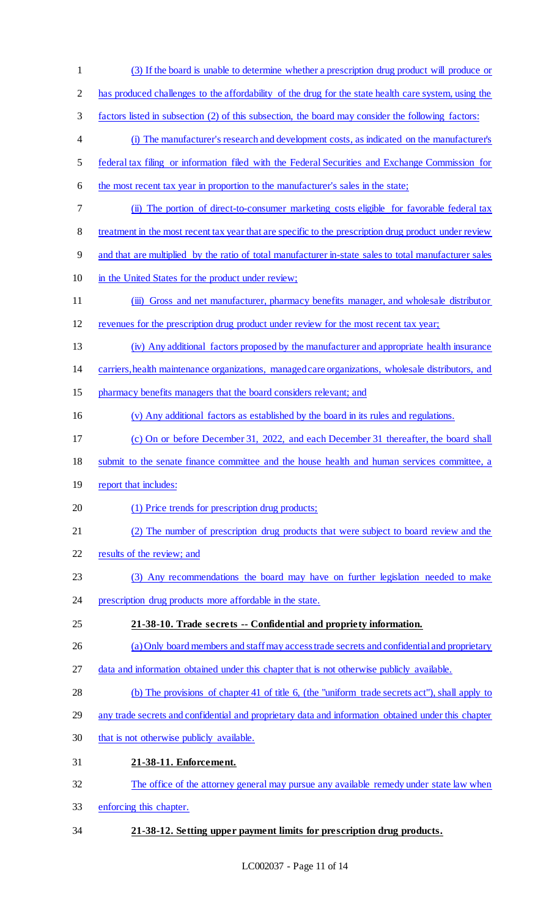(3) If the board is unable to determine whether a prescription drug product will produce or has produced challenges to the affordability of the drug for the state health care system, using the factors listed in subsection (2) of this subsection, the board may consider the following factors:

(i) The manufacturer's research and development costs, as indicated on the manufacturer's federal tax filing or information filed with the Federal Securities and Exchange Commission for the most recent tax year in proportion to the manufacturer's sales in the state;

(ii) The portion of direct-to-consumer marketing costs eligible for favorable federal tax treatment in the most recent tax year that are specific to the prescription drug product under review and that are multiplied by the ratio of total manufacturer in-state sales to total manufacturer sales in the United States for the product under review;

(iii) Gross and net manufacturer, pharmacy benefits manager, and wholesale distributor revenues for the prescription drug product under review for the most recent tax year;

(iv) Any additional factors proposed by the manufacturer and appropriate health insurance carriers, health maintenance organizations, managed care organizations, wholesale distributors, and pharmacy benefits managers that the board considers relevant; and

(v) Any additional factors as established by the board in its rules and regulations.

(c) On or before December 31, 2022, and each December 31 thereafter, the board shall submit to the senate finance committee and the house health and human services committee, a report that includes:

(1) Price trends for prescription drug products;

(2) The number of prescription drug products that were subject to board review and the results of the review; and

(3) Any recommendations the board may have on further legislation needed to make prescription drug products more affordable in the state.

**21-38-10. Trade secrets -- Confidential and propriety information.**

(a) Only board members and staff may access trade secrets and confidential and proprietary data and information obtained under this chapter that is not otherwise publicly available.

(b) The provisions of chapter 41 of title 6, (the "uniform trade secrets act"), shall apply to any trade secrets and confidential and proprietary data and information obtained under this chapter that is not otherwise publicly available.

**21-38-11. Enforcement.**

The office of the attorney general may pursue any available remedy under state law when enforcing this chapter.

**21-38-12. Setting upper payment limits for prescription drug products.**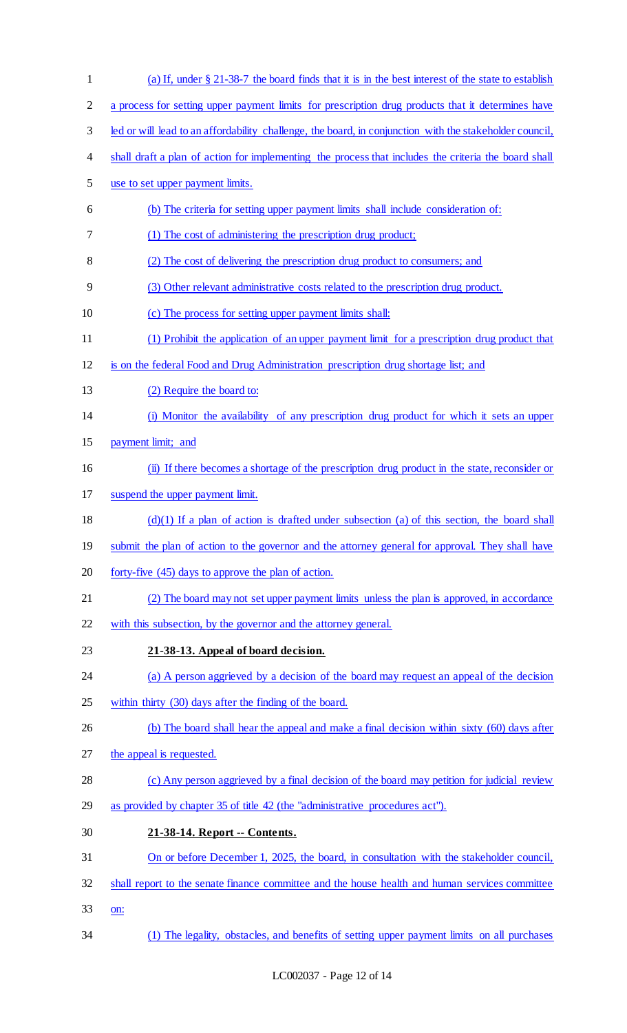(a) If, under § 21-38-7 the board finds that it is in the best interest of the state to establish a process for setting upper payment limits for prescription drug products that it determines have led or will lead to an affordability challenge, the board, in conjunction with the stakeholder council, shall draft a plan of action for implementing the process that includes the criteria the board shall use to set upper payment limits.

(b) The criteria for setting upper payment limits shall include consideration of:

(1) The cost of administering the prescription drug product;

(2) The cost of delivering the prescription drug product to consumers; and

(3) Other relevant administrative costs related to the prescription drug product.

(c) The process for setting upper payment limits shall:

(1) Prohibit the application of an upper payment limit for a prescription drug product that is on the federal Food and Drug Administration prescription drug shortage list; and

(2) Require the board to:

(i) Monitor the availability of any prescription drug product for which it sets an upper payment limit; and

(ii) If there becomes a shortage of the prescription drug product in the state, reconsider or suspend the upper payment limit.

(d)(1) If a plan of action is drafted under subsection (a) of this section, the board shall submit the plan of action to the governor and the attorney general for approval. They shall have forty-five (45) days to approve the plan of action.

(2) The board may not set upper payment limits unless the plan is approved, in accordance with this subsection, by the governor and the attorney general.

**21-38-13. Appeal of board decision.**

(a) A person aggrieved by a decision of the board may request an appeal of the decision within thirty (30) days after the finding of the board.

(b) The board shall hear the appeal and make a final decision within sixty (60) days after the appeal is requested.

(c) Any person aggrieved by a final decision of the board may petition for judicial review as provided by chapter 35 of title 42 (the "administrative procedures act").

**21-38-14. Report -- Contents.**

On or before December 1, 2025, the board, in consultation with the stakeholder council, shall report to the senate finance committee and the house health and human services committee on:

(1) The legality, obstacles, and benefits of setting upper payment limits on all purchases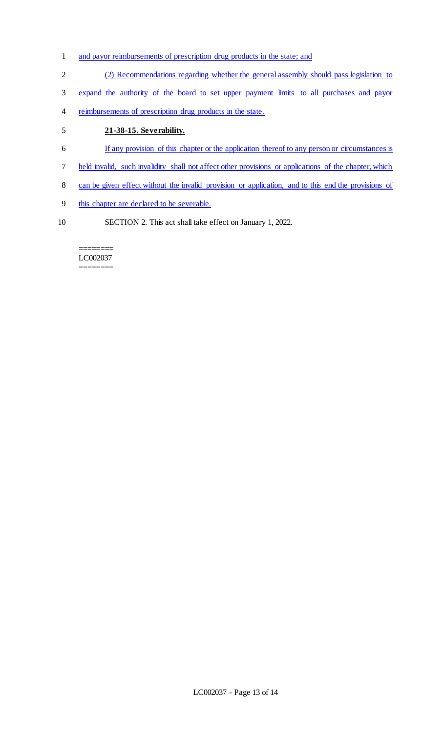and payor reimbursements of prescription drug products in the state; and

(2) Recommendations regarding whether the general assembly should pass legislation to expand the authority of the board to set upper payment limits to all purchases and payor reimbursements of prescription drug products in the state.

**21-38-15. Severability.**

If any provision of this chapter or the application thereof to any person or circumstances is held invalid, such invalidity shall not affect other provisions or applications of the chapter, which can be given effect without the invalid provision or application, and to this end the provisions of this chapter are declared to be severable.

SECTION 2. This act shall take effect on January 1, 2022.

========
LC002037
========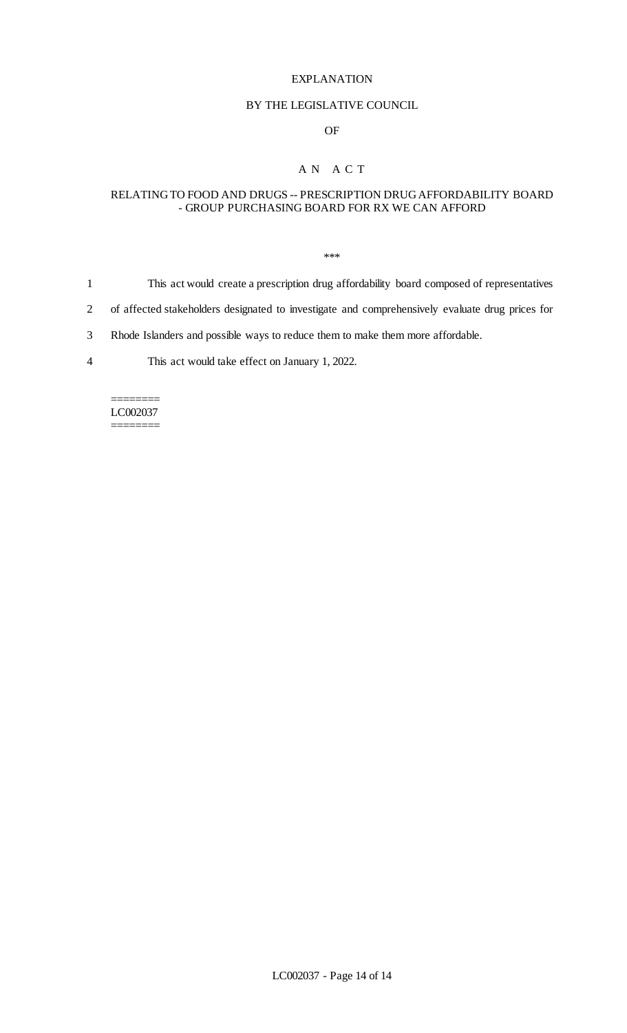EXPLANATION

BY THE LEGISLATIVE COUNCIL

OF

A N A C T

RELATING TO FOOD AND DRUGS -- PRESCRIPTION DRUG AFFORDABILITY BOARD - GROUP PURCHASING BOARD FOR RX WE CAN AFFORD

\*\*\*

This act would create a prescription drug affordability board composed of representatives of affected stakeholders designated to investigate and comprehensively evaluate drug prices for Rhode Islanders and possible ways to reduce them to make them more affordable.

This act would take effect on January 1, 2022.

========
LC002037
========